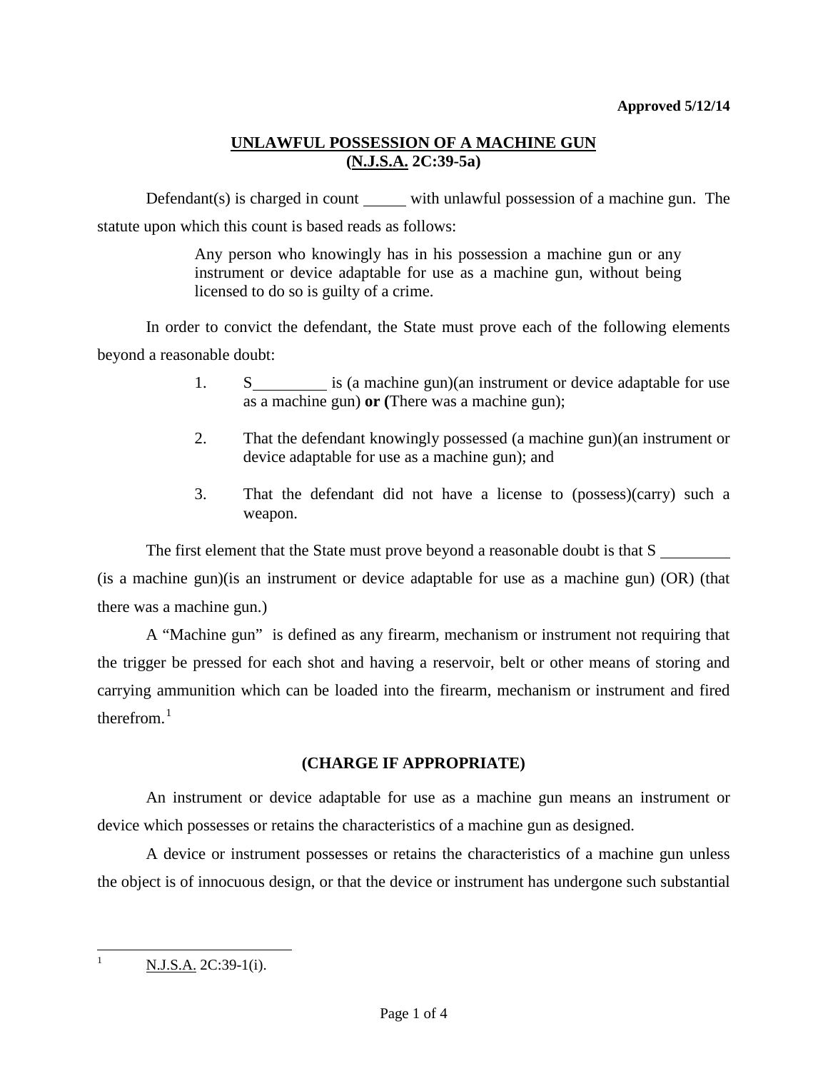**Approved 5/12/14**

## UNLAWFUL POSSESSION OF A MACHINE GUN (N.J.S.A. 2C:39-5a)

Defendant(s) is charged in count _____ with unlawful possession of a machine gun. The statute upon which this count is based reads as follows:

> Any person who knowingly has in his possession a machine gun or any instrument or device adaptable for use as a machine gun, without being licensed to do so is guilty of a crime.

In order to convict the defendant, the State must prove each of the following elements beyond a reasonable doubt:

1. S_________ is (a machine gun)(an instrument or device adaptable for use as a machine gun) **or (**There was a machine gun);
2. That the defendant knowingly possessed (a machine gun)(an instrument or device adaptable for use as a machine gun); and
3. That the defendant did not have a license to (possess)(carry) such a weapon.

The first element that the State must prove beyond a reasonable doubt is that S _________ (is a machine gun)(is an instrument or device adaptable for use as a machine gun) (OR) (that there was a machine gun.)

A "Machine gun" is defined as any firearm, mechanism or instrument not requiring that the trigger be pressed for each shot and having a reservoir, belt or other means of storing and carrying ammunition which can be loaded into the firearm, mechanism or instrument and fired therefrom.[1]

### (CHARGE IF APPROPRIATE)

An instrument or device adaptable for use as a machine gun means an instrument or device which possesses or retains the characteristics of a machine gun as designed.

A device or instrument possesses or retains the characteristics of a machine gun unless the object is of innocuous design, or that the device or instrument has undergone such substantial

---

[1] N.J.S.A. 2C:39-1(i).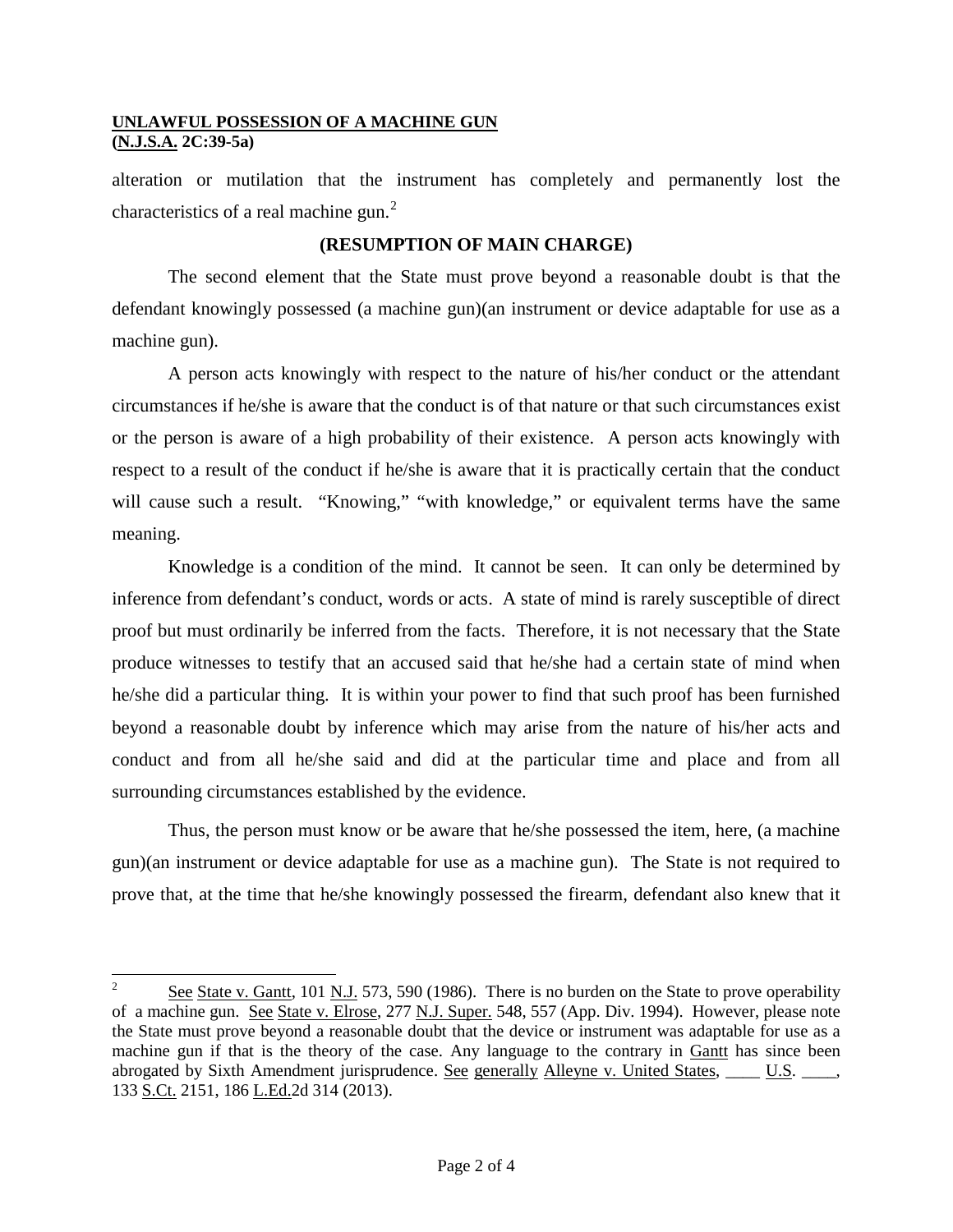alteration or mutilation that the instrument has completely and permanently lost the characteristics of a real machine gun.[2]

**(RESUMPTION OF MAIN CHARGE)**

The second element that the State must prove beyond a reasonable doubt is that the defendant knowingly possessed (a machine gun)(an instrument or device adaptable for use as a machine gun).

A person acts knowingly with respect to the nature of his/her conduct or the attendant circumstances if he/she is aware that the conduct is of that nature or that such circumstances exist or the person is aware of a high probability of their existence. A person acts knowingly with respect to a result of the conduct if he/she is aware that it is practically certain that the conduct will cause such a result. "Knowing," "with knowledge," or equivalent terms have the same meaning.

Knowledge is a condition of the mind. It cannot be seen. It can only be determined by inference from defendant's conduct, words or acts. A state of mind is rarely susceptible of direct proof but must ordinarily be inferred from the facts. Therefore, it is not necessary that the State produce witnesses to testify that an accused said that he/she had a certain state of mind when he/she did a particular thing. It is within your power to find that such proof has been furnished beyond a reasonable doubt by inference which may arise from the nature of his/her acts and conduct and from all he/she said and did at the particular time and place and from all surrounding circumstances established by the evidence.

Thus, the person must know or be aware that he/she possessed the item, here, (a machine gun)(an instrument or device adaptable for use as a machine gun). The State is not required to prove that, at the time that he/she knowingly possessed the firearm, defendant also knew that it

---

[2] See State v. Gantt, 101 N.J. 573, 590 (1986). There is no burden on the State to prove operability of a machine gun. See State v. Elrose, 277 N.J. Super. 548, 557 (App. Div. 1994). However, please note the State must prove beyond a reasonable doubt that the device or instrument was adaptable for use as a machine gun if that is the theory of the case. Any language to the contrary in Gantt has since been abrogated by Sixth Amendment jurisprudence. See generally Alleyne v. United States, ____ U.S. ____, 133 S.Ct. 2151, 186 L.Ed.2d 314 (2013).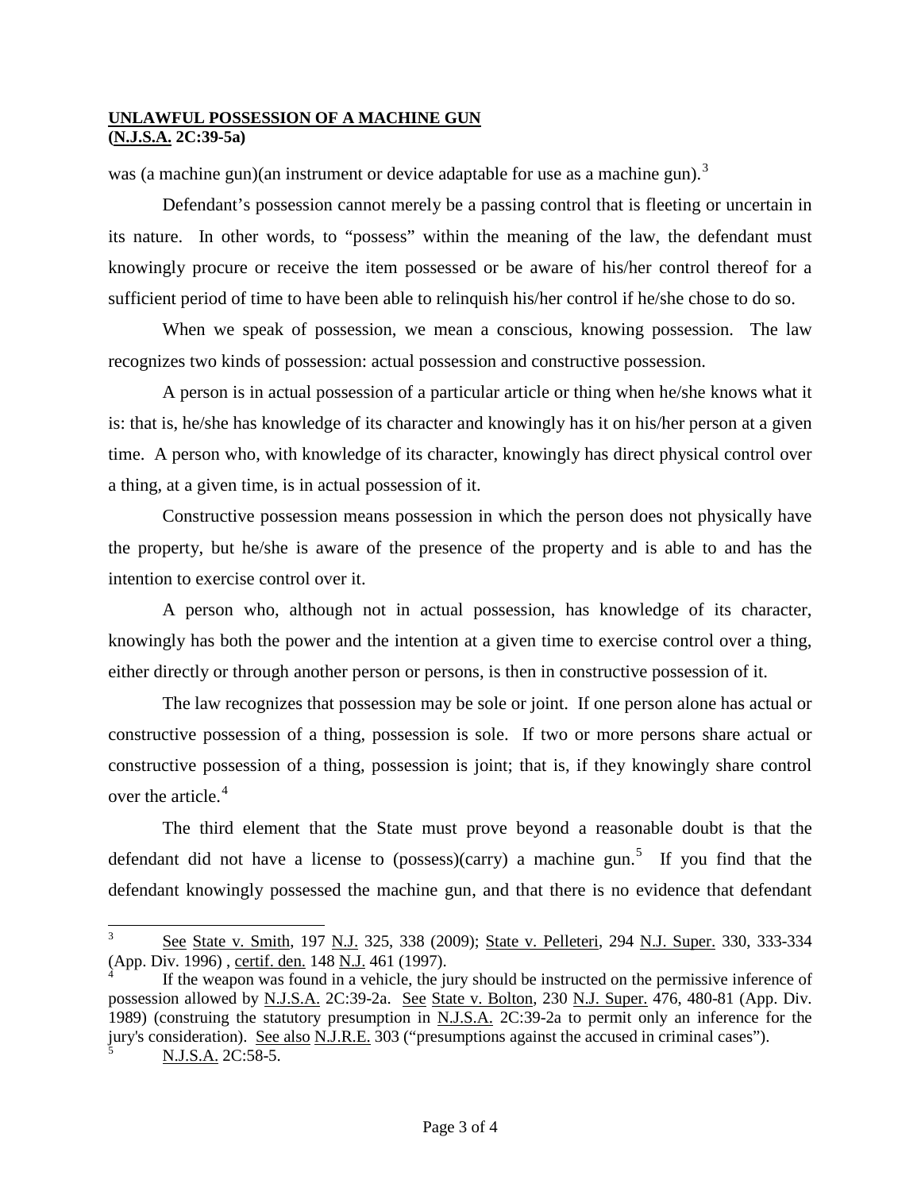was (a machine gun)(an instrument or device adaptable for use as a machine gun).[3]

Defendant's possession cannot merely be a passing control that is fleeting or uncertain in its nature. In other words, to "possess" within the meaning of the law, the defendant must knowingly procure or receive the item possessed or be aware of his/her control thereof for a sufficient period of time to have been able to relinquish his/her control if he/she chose to do so.

When we speak of possession, we mean a conscious, knowing possession. The law recognizes two kinds of possession: actual possession and constructive possession.

A person is in actual possession of a particular article or thing when he/she knows what it is: that is, he/she has knowledge of its character and knowingly has it on his/her person at a given time. A person who, with knowledge of its character, knowingly has direct physical control over a thing, at a given time, is in actual possession of it.

Constructive possession means possession in which the person does not physically have the property, but he/she is aware of the presence of the property and is able to and has the intention to exercise control over it.

A person who, although not in actual possession, has knowledge of its character, knowingly has both the power and the intention at a given time to exercise control over a thing, either directly or through another person or persons, is then in constructive possession of it.

The law recognizes that possession may be sole or joint. If one person alone has actual or constructive possession of a thing, possession is sole. If two or more persons share actual or constructive possession of a thing, possession is joint; that is, if they knowingly share control over the article.[4]

The third element that the State must prove beyond a reasonable doubt is that the defendant did not have a license to (possess)(carry) a machine gun.[5] If you find that the defendant knowingly possessed the machine gun, and that there is no evidence that defendant

---

[3] See State v. Smith, 197 N.J. 325, 338 (2009); State v. Pelleteri, 294 N.J. Super. 330, 333-334 (App. Div. 1996) , certif. den. 148 N.J. 461 (1997).

[4] If the weapon was found in a vehicle, the jury should be instructed on the permissive inference of possession allowed by N.J.S.A. 2C:39-2a. See State v. Bolton, 230 N.J. Super. 476, 480-81 (App. Div. 1989) (construing the statutory presumption in N.J.S.A. 2C:39-2a to permit only an inference for the jury's consideration). See also N.J.R.E. 303 ("presumptions against the accused in criminal cases").

[5] N.J.S.A. 2C:58-5.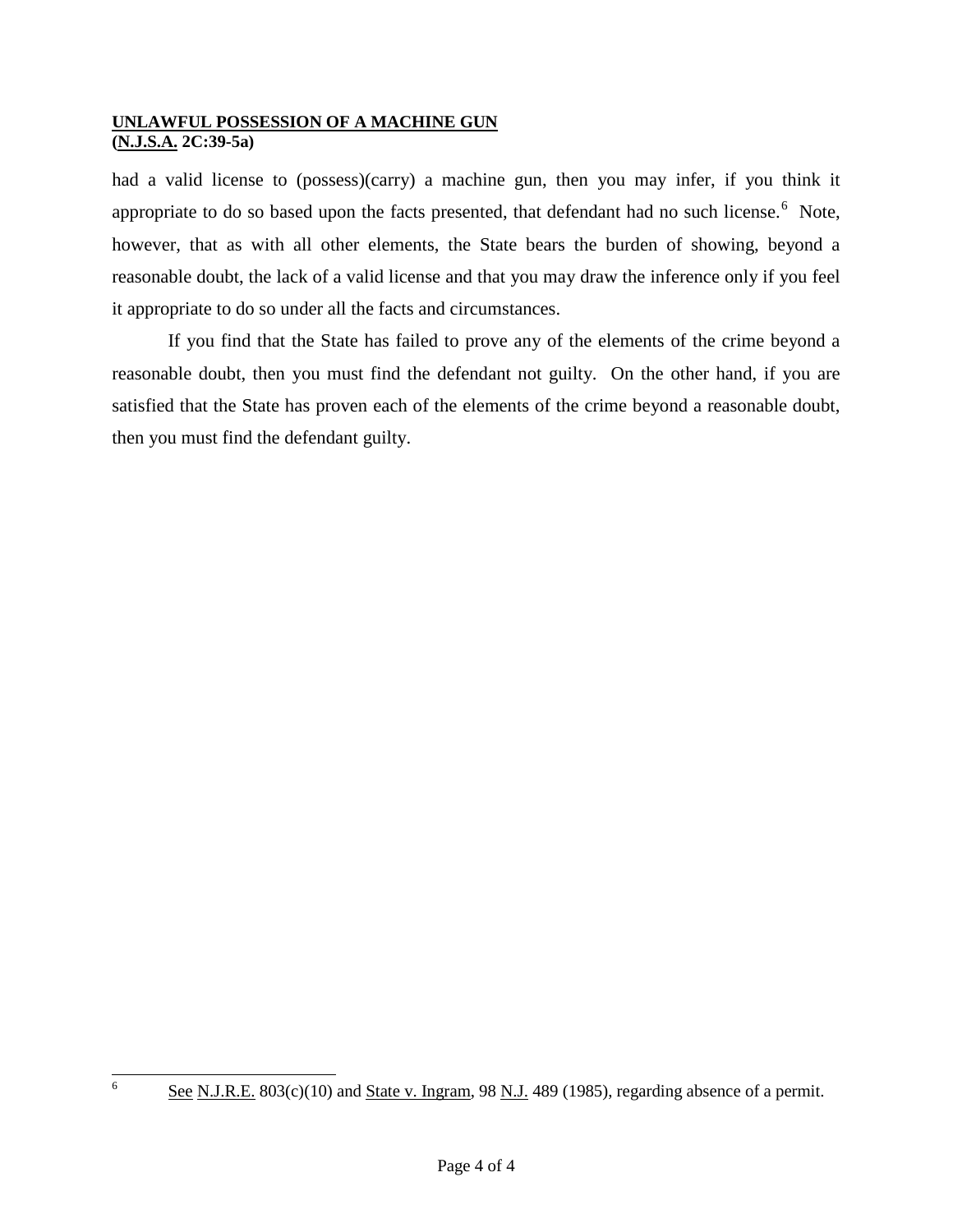had a valid license to (possess)(carry) a machine gun, then you may infer, if you think it appropriate to do so based upon the facts presented, that defendant had no such license.[6] Note, however, that as with all other elements, the State bears the burden of showing, beyond a reasonable doubt, the lack of a valid license and that you may draw the inference only if you feel it appropriate to do so under all the facts and circumstances.

If you find that the State has failed to prove any of the elements of the crime beyond a reasonable doubt, then you must find the defendant not guilty. On the other hand, if you are satisfied that the State has proven each of the elements of the crime beyond a reasonable doubt, then you must find the defendant guilty.

---

[6] See N.J.R.E. 803(c)(10) and State v. Ingram, 98 N.J. 489 (1985), regarding absence of a permit.